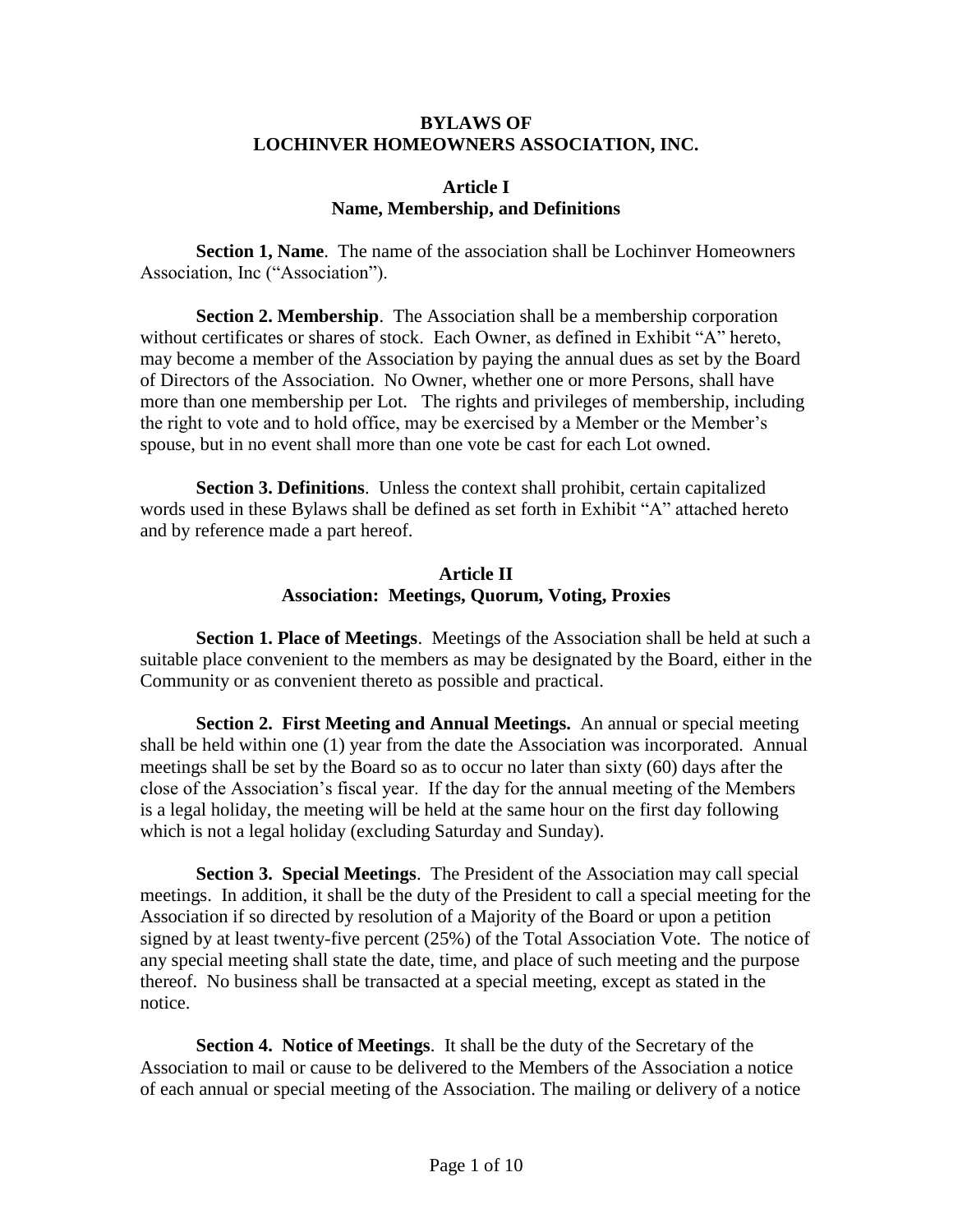# BYLAWS OF LOCHINVER HOMEOWNERS ASSOCIATION, INC.

## Article I
## Name, Membership, and Definitions

**Section 1, Name**. The name of the association shall be Lochinver Homeowners Association, Inc ("Association").

**Section 2. Membership**. The Association shall be a membership corporation without certificates or shares of stock. Each Owner, as defined in Exhibit "A" hereto, may become a member of the Association by paying the annual dues as set by the Board of Directors of the Association. No Owner, whether one or more Persons, shall have more than one membership per Lot. The rights and privileges of membership, including the right to vote and to hold office, may be exercised by a Member or the Member's spouse, but in no event shall more than one vote be cast for each Lot owned.

**Section 3. Definitions**. Unless the context shall prohibit, certain capitalized words used in these Bylaws shall be defined as set forth in Exhibit "A" attached hereto and by reference made a part hereof.

## Article II
## Association: Meetings, Quorum, Voting, Proxies

**Section 1. Place of Meetings**. Meetings of the Association shall be held at such a suitable place convenient to the members as may be designated by the Board, either in the Community or as convenient thereto as possible and practical.

**Section 2. First Meeting and Annual Meetings.** An annual or special meeting shall be held within one (1) year from the date the Association was incorporated. Annual meetings shall be set by the Board so as to occur no later than sixty (60) days after the close of the Association's fiscal year. If the day for the annual meeting of the Members is a legal holiday, the meeting will be held at the same hour on the first day following which is not a legal holiday (excluding Saturday and Sunday).

**Section 3. Special Meetings**. The President of the Association may call special meetings. In addition, it shall be the duty of the President to call a special meeting for the Association if so directed by resolution of a Majority of the Board or upon a petition signed by at least twenty-five percent (25%) of the Total Association Vote. The notice of any special meeting shall state the date, time, and place of such meeting and the purpose thereof. No business shall be transacted at a special meeting, except as stated in the notice.

**Section 4. Notice of Meetings**. It shall be the duty of the Secretary of the Association to mail or cause to be delivered to the Members of the Association a notice of each annual or special meeting of the Association. The mailing or delivery of a notice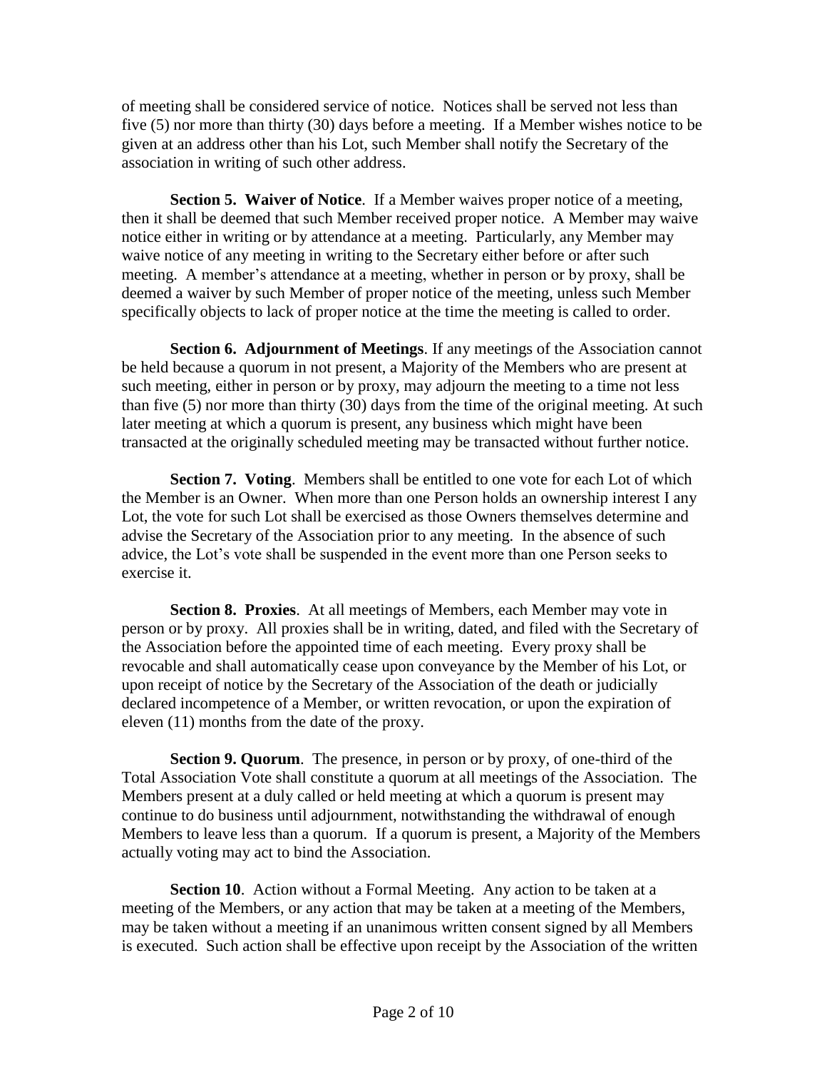of meeting shall be considered service of notice. Notices shall be served not less than five (5) nor more than thirty (30) days before a meeting. If a Member wishes notice to be given at an address other than his Lot, such Member shall notify the Secretary of the association in writing of such other address.

**Section 5. Waiver of Notice**. If a Member waives proper notice of a meeting, then it shall be deemed that such Member received proper notice. A Member may waive notice either in writing or by attendance at a meeting. Particularly, any Member may waive notice of any meeting in writing to the Secretary either before or after such meeting. A member's attendance at a meeting, whether in person or by proxy, shall be deemed a waiver by such Member of proper notice of the meeting, unless such Member specifically objects to lack of proper notice at the time the meeting is called to order.

**Section 6. Adjournment of Meetings**. If any meetings of the Association cannot be held because a quorum in not present, a Majority of the Members who are present at such meeting, either in person or by proxy, may adjourn the meeting to a time not less than five (5) nor more than thirty (30) days from the time of the original meeting. At such later meeting at which a quorum is present, any business which might have been transacted at the originally scheduled meeting may be transacted without further notice.

**Section 7. Voting**. Members shall be entitled to one vote for each Lot of which the Member is an Owner. When more than one Person holds an ownership interest I any Lot, the vote for such Lot shall be exercised as those Owners themselves determine and advise the Secretary of the Association prior to any meeting. In the absence of such advice, the Lot's vote shall be suspended in the event more than one Person seeks to exercise it.

**Section 8. Proxies**. At all meetings of Members, each Member may vote in person or by proxy. All proxies shall be in writing, dated, and filed with the Secretary of the Association before the appointed time of each meeting. Every proxy shall be revocable and shall automatically cease upon conveyance by the Member of his Lot, or upon receipt of notice by the Secretary of the Association of the death or judicially declared incompetence of a Member, or written revocation, or upon the expiration of eleven (11) months from the date of the proxy.

**Section 9. Quorum**. The presence, in person or by proxy, of one-third of the Total Association Vote shall constitute a quorum at all meetings of the Association. The Members present at a duly called or held meeting at which a quorum is present may continue to do business until adjournment, notwithstanding the withdrawal of enough Members to leave less than a quorum. If a quorum is present, a Majority of the Members actually voting may act to bind the Association.

**Section 10**. Action without a Formal Meeting. Any action to be taken at a meeting of the Members, or any action that may be taken at a meeting of the Members, may be taken without a meeting if an unanimous written consent signed by all Members is executed. Such action shall be effective upon receipt by the Association of the written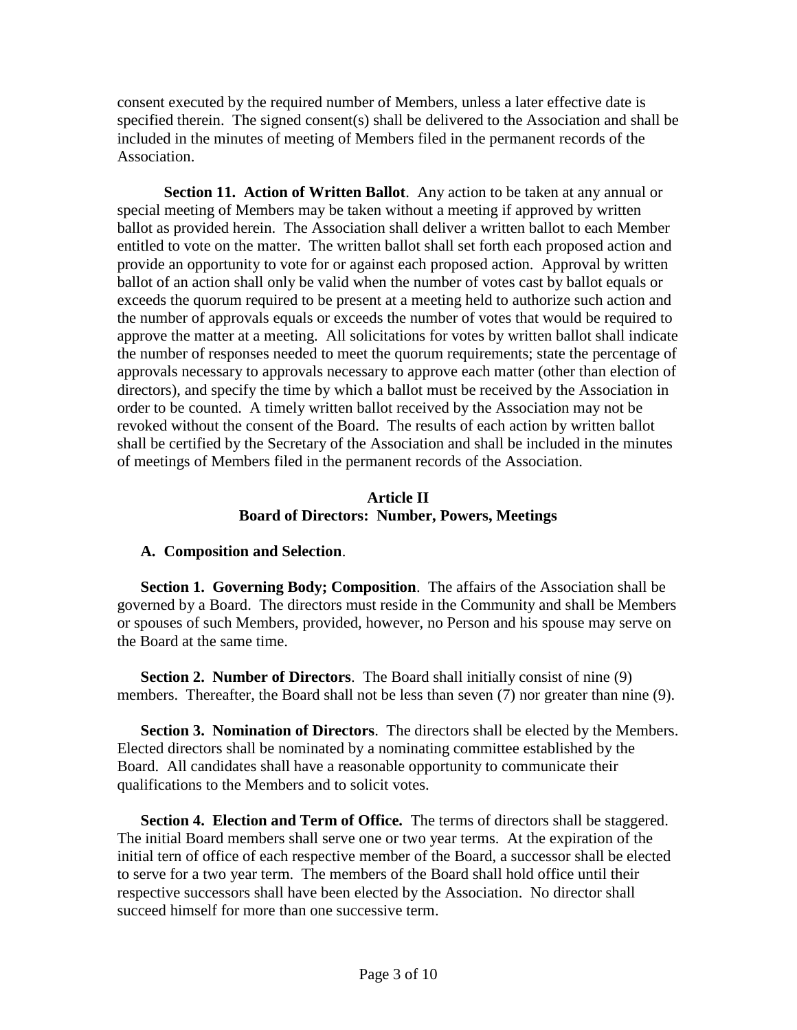consent executed by the required number of Members, unless a later effective date is specified therein. The signed consent(s) shall be delivered to the Association and shall be included in the minutes of meeting of Members filed in the permanent records of the Association.

**Section 11. Action of Written Ballot**. Any action to be taken at any annual or special meeting of Members may be taken without a meeting if approved by written ballot as provided herein. The Association shall deliver a written ballot to each Member entitled to vote on the matter. The written ballot shall set forth each proposed action and provide an opportunity to vote for or against each proposed action. Approval by written ballot of an action shall only be valid when the number of votes cast by ballot equals or exceeds the quorum required to be present at a meeting held to authorize such action and the number of approvals equals or exceeds the number of votes that would be required to approve the matter at a meeting. All solicitations for votes by written ballot shall indicate the number of responses needed to meet the quorum requirements; state the percentage of approvals necessary to approvals necessary to approve each matter (other than election of directors), and specify the time by which a ballot must be received by the Association in order to be counted. A timely written ballot received by the Association may not be revoked without the consent of the Board. The results of each action by written ballot shall be certified by the Secretary of the Association and shall be included in the minutes of meetings of Members filed in the permanent records of the Association.

## Article II
## Board of Directors: Number, Powers, Meetings

### A. Composition and Selection.

**Section 1. Governing Body; Composition**. The affairs of the Association shall be governed by a Board. The directors must reside in the Community and shall be Members or spouses of such Members, provided, however, no Person and his spouse may serve on the Board at the same time.

**Section 2. Number of Directors**. The Board shall initially consist of nine (9) members. Thereafter, the Board shall not be less than seven (7) nor greater than nine (9).

**Section 3. Nomination of Directors**. The directors shall be elected by the Members. Elected directors shall be nominated by a nominating committee established by the Board. All candidates shall have a reasonable opportunity to communicate their qualifications to the Members and to solicit votes.

**Section 4. Election and Term of Office.** The terms of directors shall be staggered. The initial Board members shall serve one or two year terms. At the expiration of the initial tern of office of each respective member of the Board, a successor shall be elected to serve for a two year term. The members of the Board shall hold office until their respective successors shall have been elected by the Association. No director shall succeed himself for more than one successive term.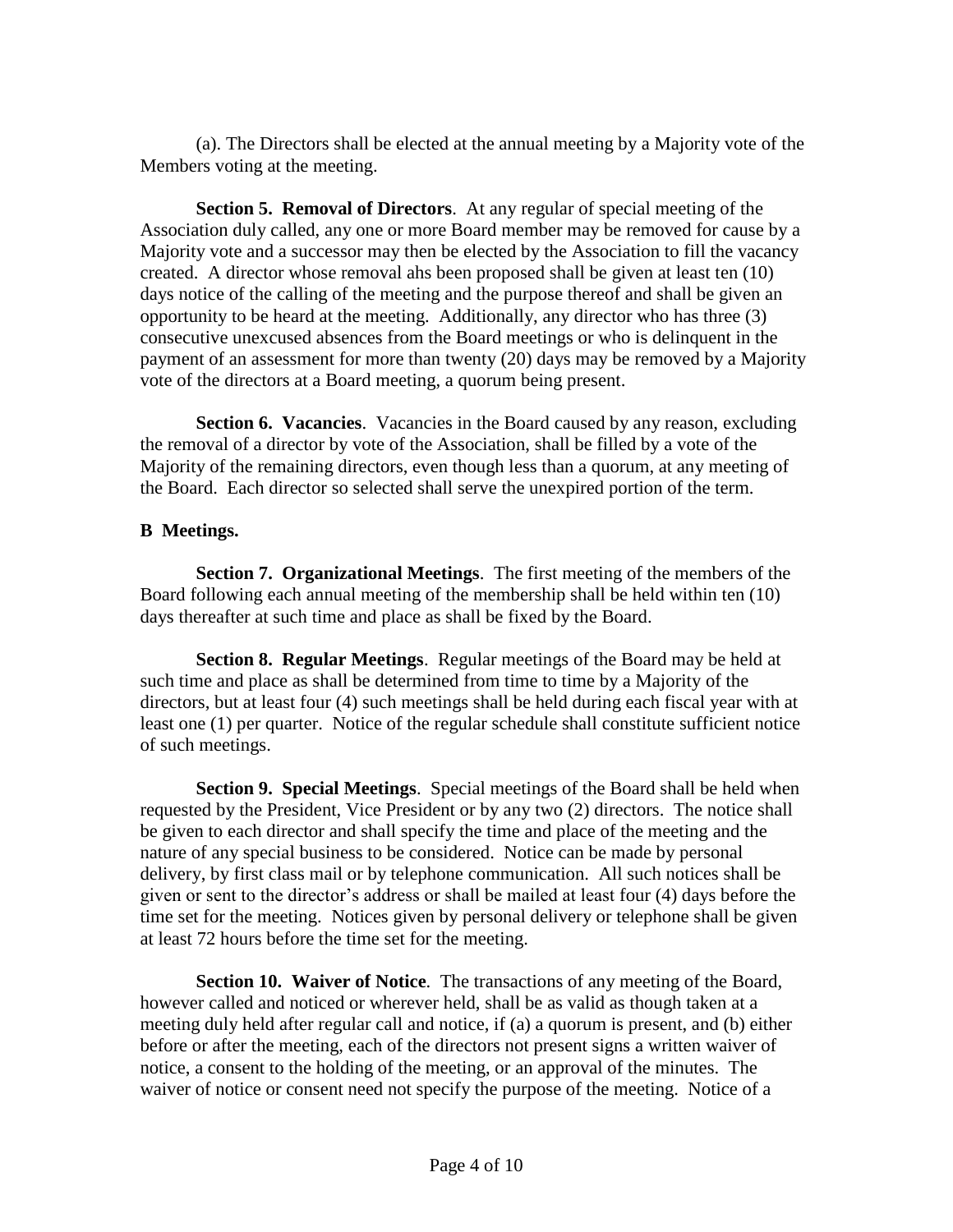(a). The Directors shall be elected at the annual meeting by a Majority vote of the Members voting at the meeting.

**Section 5. Removal of Directors**. At any regular of special meeting of the Association duly called, any one or more Board member may be removed for cause by a Majority vote and a successor may then be elected by the Association to fill the vacancy created. A director whose removal ahs been proposed shall be given at least ten (10) days notice of the calling of the meeting and the purpose thereof and shall be given an opportunity to be heard at the meeting. Additionally, any director who has three (3) consecutive unexcused absences from the Board meetings or who is delinquent in the payment of an assessment for more than twenty (20) days may be removed by a Majority vote of the directors at a Board meeting, a quorum being present.

**Section 6. Vacancies**. Vacancies in the Board caused by any reason, excluding the removal of a director by vote of the Association, shall be filled by a vote of the Majority of the remaining directors, even though less than a quorum, at any meeting of the Board. Each director so selected shall serve the unexpired portion of the term.

**B Meetings.**

**Section 7. Organizational Meetings**. The first meeting of the members of the Board following each annual meeting of the membership shall be held within ten (10) days thereafter at such time and place as shall be fixed by the Board.

**Section 8. Regular Meetings**. Regular meetings of the Board may be held at such time and place as shall be determined from time to time by a Majority of the directors, but at least four (4) such meetings shall be held during each fiscal year with at least one (1) per quarter. Notice of the regular schedule shall constitute sufficient notice of such meetings.

**Section 9. Special Meetings**. Special meetings of the Board shall be held when requested by the President, Vice President or by any two (2) directors. The notice shall be given to each director and shall specify the time and place of the meeting and the nature of any special business to be considered. Notice can be made by personal delivery, by first class mail or by telephone communication. All such notices shall be given or sent to the director's address or shall be mailed at least four (4) days before the time set for the meeting. Notices given by personal delivery or telephone shall be given at least 72 hours before the time set for the meeting.

**Section 10. Waiver of Notice**. The transactions of any meeting of the Board, however called and noticed or wherever held, shall be as valid as though taken at a meeting duly held after regular call and notice, if (a) a quorum is present, and (b) either before or after the meeting, each of the directors not present signs a written waiver of notice, a consent to the holding of the meeting, or an approval of the minutes. The waiver of notice or consent need not specify the purpose of the meeting. Notice of a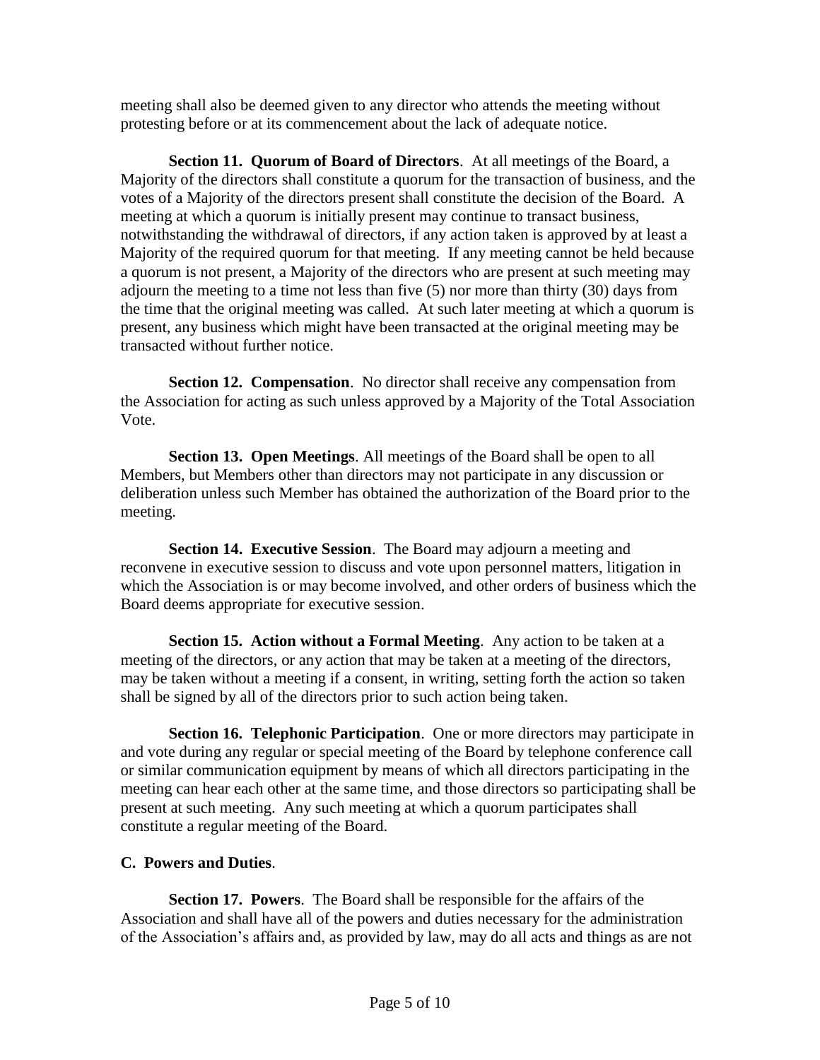meeting shall also be deemed given to any director who attends the meeting without protesting before or at its commencement about the lack of adequate notice.

**Section 11. Quorum of Board of Directors**. At all meetings of the Board, a Majority of the directors shall constitute a quorum for the transaction of business, and the votes of a Majority of the directors present shall constitute the decision of the Board. A meeting at which a quorum is initially present may continue to transact business, notwithstanding the withdrawal of directors, if any action taken is approved by at least a Majority of the required quorum for that meeting. If any meeting cannot be held because a quorum is not present, a Majority of the directors who are present at such meeting may adjourn the meeting to a time not less than five (5) nor more than thirty (30) days from the time that the original meeting was called. At such later meeting at which a quorum is present, any business which might have been transacted at the original meeting may be transacted without further notice.

**Section 12. Compensation**. No director shall receive any compensation from the Association for acting as such unless approved by a Majority of the Total Association Vote.

**Section 13. Open Meetings**. All meetings of the Board shall be open to all Members, but Members other than directors may not participate in any discussion or deliberation unless such Member has obtained the authorization of the Board prior to the meeting.

**Section 14. Executive Session**. The Board may adjourn a meeting and reconvene in executive session to discuss and vote upon personnel matters, litigation in which the Association is or may become involved, and other orders of business which the Board deems appropriate for executive session.

**Section 15. Action without a Formal Meeting**. Any action to be taken at a meeting of the directors, or any action that may be taken at a meeting of the directors, may be taken without a meeting if a consent, in writing, setting forth the action so taken shall be signed by all of the directors prior to such action being taken.

**Section 16. Telephonic Participation**. One or more directors may participate in and vote during any regular or special meeting of the Board by telephone conference call or similar communication equipment by means of which all directors participating in the meeting can hear each other at the same time, and those directors so participating shall be present at such meeting. Any such meeting at which a quorum participates shall constitute a regular meeting of the Board.

**C. Powers and Duties**.

**Section 17. Powers**. The Board shall be responsible for the affairs of the Association and shall have all of the powers and duties necessary for the administration of the Association's affairs and, as provided by law, may do all acts and things as are not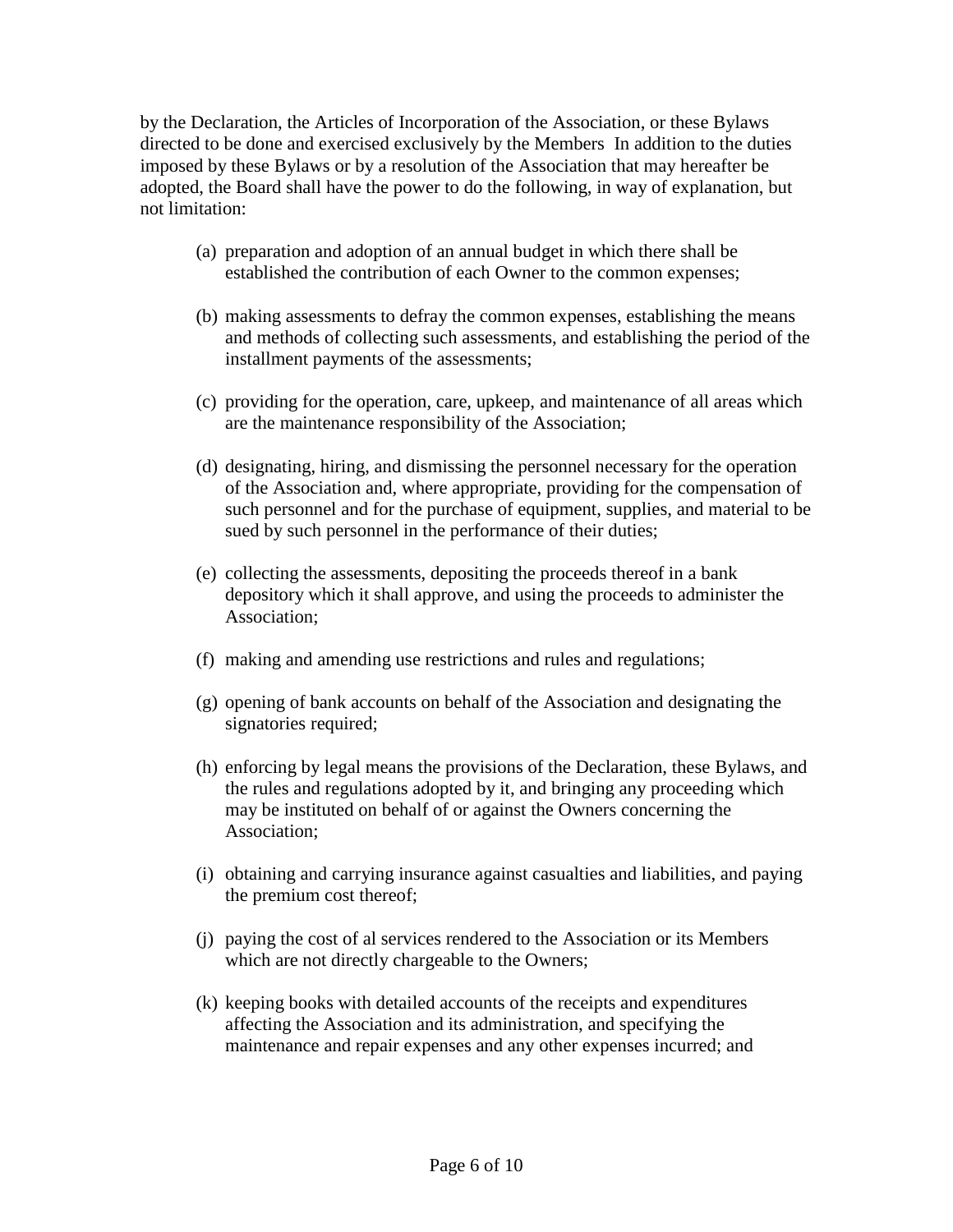by the Declaration, the Articles of Incorporation of the Association, or these Bylaws directed to be done and exercised exclusively by the Members  In addition to the duties imposed by these Bylaws or by a resolution of the Association that may hereafter be adopted, the Board shall have the power to do the following, in way of explanation, but not limitation:

(a) preparation and adoption of an annual budget in which there shall be established the contribution of each Owner to the common expenses;

(b) making assessments to defray the common expenses, establishing the means and methods of collecting such assessments, and establishing the period of the installment payments of the assessments;

(c) providing for the operation, care, upkeep, and maintenance of all areas which are the maintenance responsibility of the Association;

(d) designating, hiring, and dismissing the personnel necessary for the operation of the Association and, where appropriate, providing for the compensation of such personnel and for the purchase of equipment, supplies, and material to be sued by such personnel in the performance of their duties;

(e) collecting the assessments, depositing the proceeds thereof in a bank depository which it shall approve, and using the proceeds to administer the Association;

(f) making and amending use restrictions and rules and regulations;

(g) opening of bank accounts on behalf of the Association and designating the signatories required;

(h) enforcing by legal means the provisions of the Declaration, these Bylaws, and the rules and regulations adopted by it, and bringing any proceeding which may be instituted on behalf of or against the Owners concerning the Association;

(i) obtaining and carrying insurance against casualties and liabilities, and paying the premium cost thereof;

(j) paying the cost of al services rendered to the Association or its Members which are not directly chargeable to the Owners;

(k) keeping books with detailed accounts of the receipts and expenditures affecting the Association and its administration, and specifying the maintenance and repair expenses and any other expenses incurred; and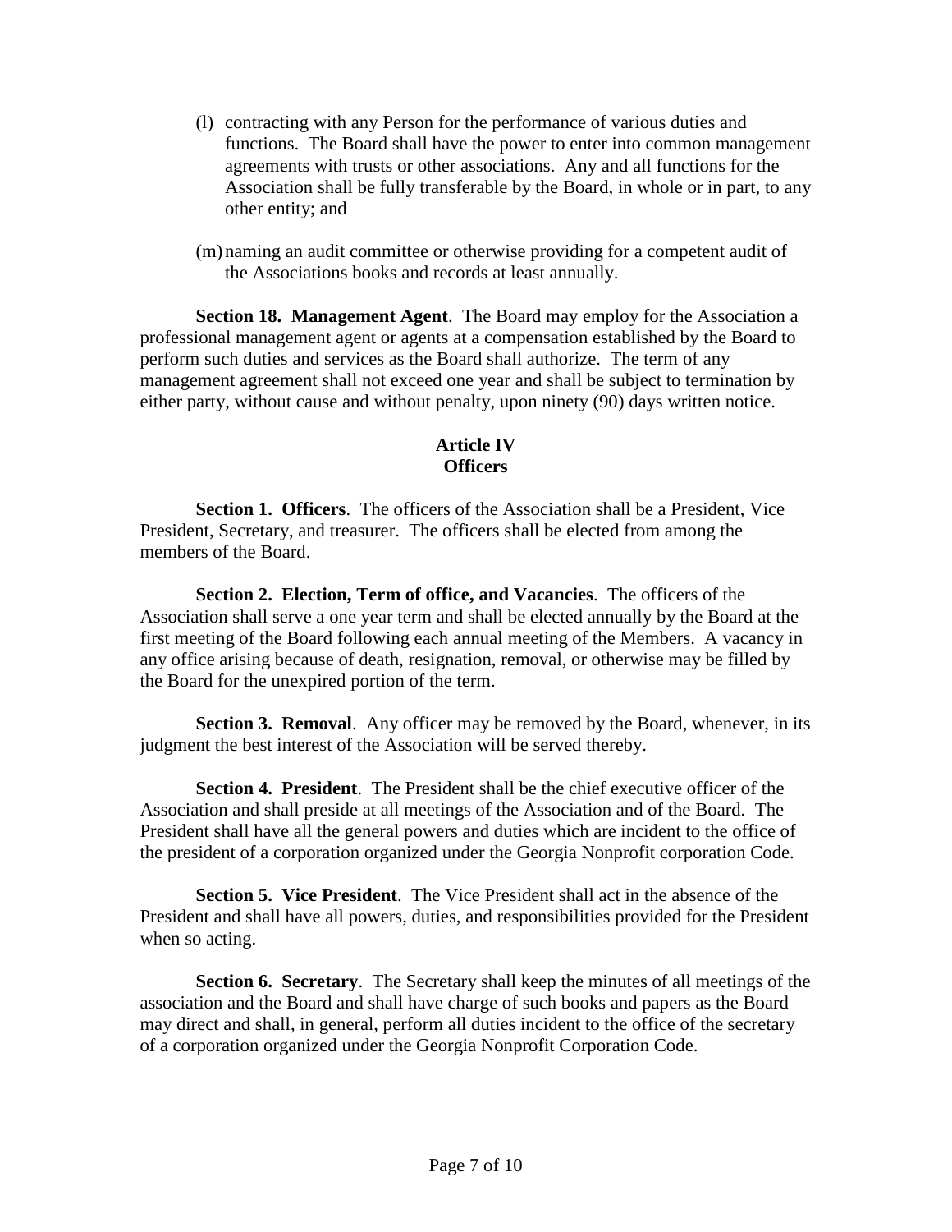(l) contracting with any Person for the performance of various duties and functions. The Board shall have the power to enter into common management agreements with trusts or other associations. Any and all functions for the Association shall be fully transferable by the Board, in whole or in part, to any other entity; and

(m) naming an audit committee or otherwise providing for a competent audit of the Associations books and records at least annually.

**Section 18. Management Agent**. The Board may employ for the Association a professional management agent or agents at a compensation established by the Board to perform such duties and services as the Board shall authorize. The term of any management agreement shall not exceed one year and shall be subject to termination by either party, without cause and without penalty, upon ninety (90) days written notice.

## Article IV
## Officers

**Section 1. Officers**. The officers of the Association shall be a President, Vice President, Secretary, and treasurer. The officers shall be elected from among the members of the Board.

**Section 2. Election, Term of office, and Vacancies**. The officers of the Association shall serve a one year term and shall be elected annually by the Board at the first meeting of the Board following each annual meeting of the Members. A vacancy in any office arising because of death, resignation, removal, or otherwise may be filled by the Board for the unexpired portion of the term.

**Section 3. Removal**. Any officer may be removed by the Board, whenever, in its judgment the best interest of the Association will be served thereby.

**Section 4. President**. The President shall be the chief executive officer of the Association and shall preside at all meetings of the Association and of the Board. The President shall have all the general powers and duties which are incident to the office of the president of a corporation organized under the Georgia Nonprofit corporation Code.

**Section 5. Vice President**. The Vice President shall act in the absence of the President and shall have all powers, duties, and responsibilities provided for the President when so acting.

**Section 6. Secretary**. The Secretary shall keep the minutes of all meetings of the association and the Board and shall have charge of such books and papers as the Board may direct and shall, in general, perform all duties incident to the office of the secretary of a corporation organized under the Georgia Nonprofit Corporation Code.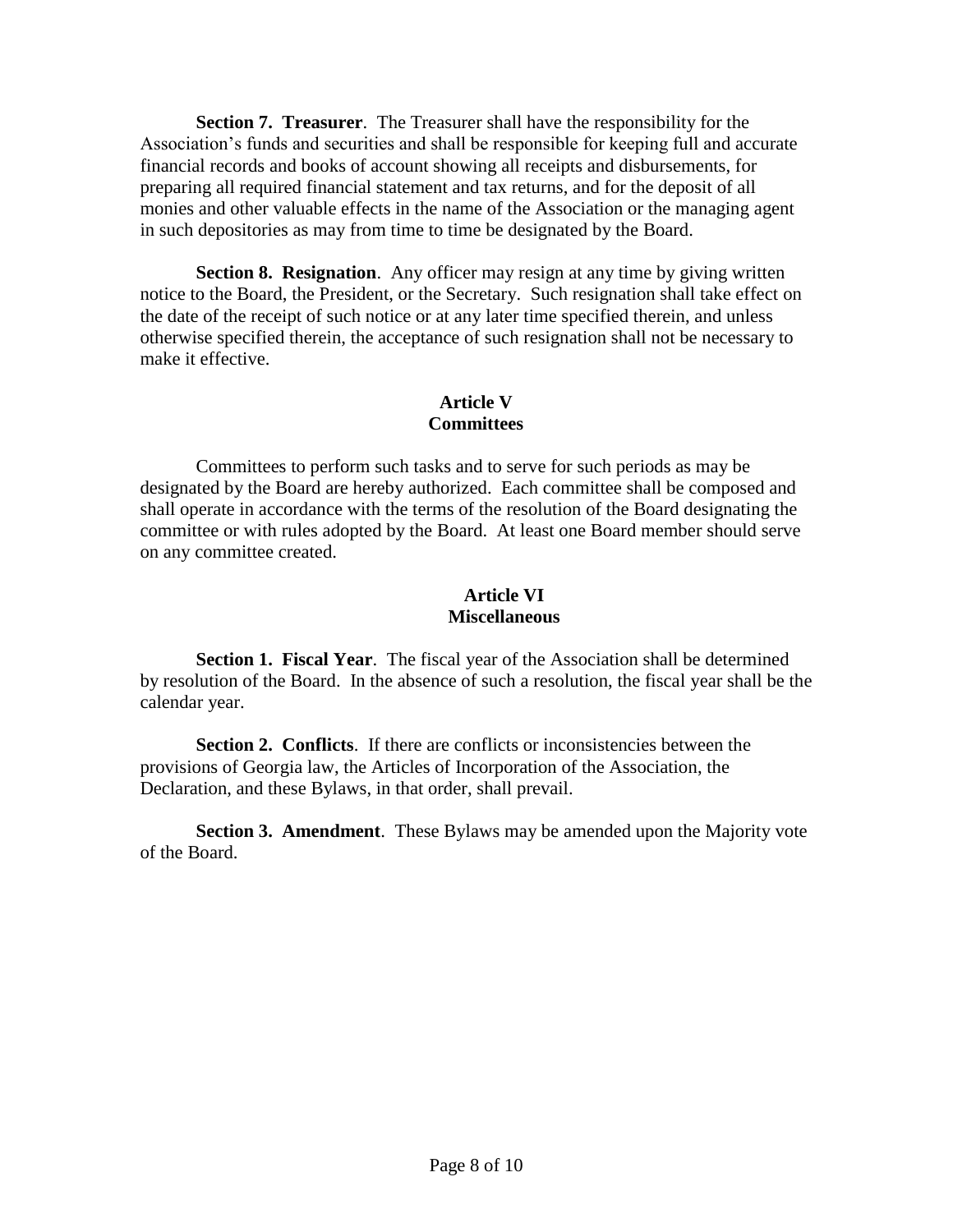**Section 7. Treasurer**. The Treasurer shall have the responsibility for the Association's funds and securities and shall be responsible for keeping full and accurate financial records and books of account showing all receipts and disbursements, for preparing all required financial statement and tax returns, and for the deposit of all monies and other valuable effects in the name of the Association or the managing agent in such depositories as may from time to time be designated by the Board.

**Section 8. Resignation**. Any officer may resign at any time by giving written notice to the Board, the President, or the Secretary. Such resignation shall take effect on the date of the receipt of such notice or at any later time specified therein, and unless otherwise specified therein, the acceptance of such resignation shall not be necessary to make it effective.

## Article V
## Committees

Committees to perform such tasks and to serve for such periods as may be designated by the Board are hereby authorized. Each committee shall be composed and shall operate in accordance with the terms of the resolution of the Board designating the committee or with rules adopted by the Board. At least one Board member should serve on any committee created.

## Article VI
## Miscellaneous

**Section 1. Fiscal Year**. The fiscal year of the Association shall be determined by resolution of the Board. In the absence of such a resolution, the fiscal year shall be the calendar year.

**Section 2. Conflicts**. If there are conflicts or inconsistencies between the provisions of Georgia law, the Articles of Incorporation of the Association, the Declaration, and these Bylaws, in that order, shall prevail.

**Section 3. Amendment**. These Bylaws may be amended upon the Majority vote of the Board.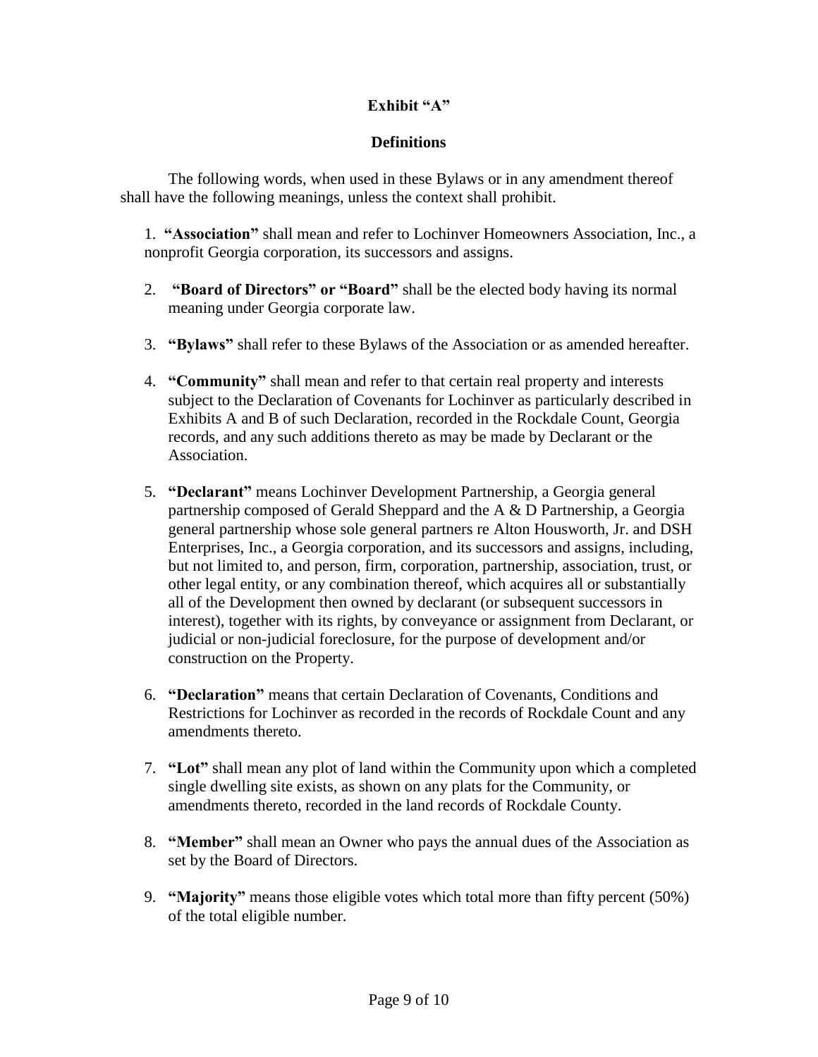## Exhibit "A"

## Definitions

The following words, when used in these Bylaws or in any amendment thereof shall have the following meanings, unless the context shall prohibit.

1. **"Association"** shall mean and refer to Lochinver Homeowners Association, Inc., a nonprofit Georgia corporation, its successors and assigns.

2. **"Board of Directors" or "Board"** shall be the elected body having its normal meaning under Georgia corporate law.

3. **"Bylaws"** shall refer to these Bylaws of the Association or as amended hereafter.

4. **"Community"** shall mean and refer to that certain real property and interests subject to the Declaration of Covenants for Lochinver as particularly described in Exhibits A and B of such Declaration, recorded in the Rockdale Count, Georgia records, and any such additions thereto as may be made by Declarant or the Association.

5. **"Declarant"** means Lochinver Development Partnership, a Georgia general partnership composed of Gerald Sheppard and the A & D Partnership, a Georgia general partnership whose sole general partners re Alton Housworth, Jr. and DSH Enterprises, Inc., a Georgia corporation, and its successors and assigns, including, but not limited to, and person, firm, corporation, partnership, association, trust, or other legal entity, or any combination thereof, which acquires all or substantially all of the Development then owned by declarant (or subsequent successors in interest), together with its rights, by conveyance or assignment from Declarant, or judicial or non-judicial foreclosure, for the purpose of development and/or construction on the Property.

6. **"Declaration"** means that certain Declaration of Covenants, Conditions and Restrictions for Lochinver as recorded in the records of Rockdale Count and any amendments thereto.

7. **"Lot"** shall mean any plot of land within the Community upon which a completed single dwelling site exists, as shown on any plats for the Community, or amendments thereto, recorded in the land records of Rockdale County.

8. **"Member"** shall mean an Owner who pays the annual dues of the Association as set by the Board of Directors.

9. **"Majority"** means those eligible votes which total more than fifty percent (50%) of the total eligible number.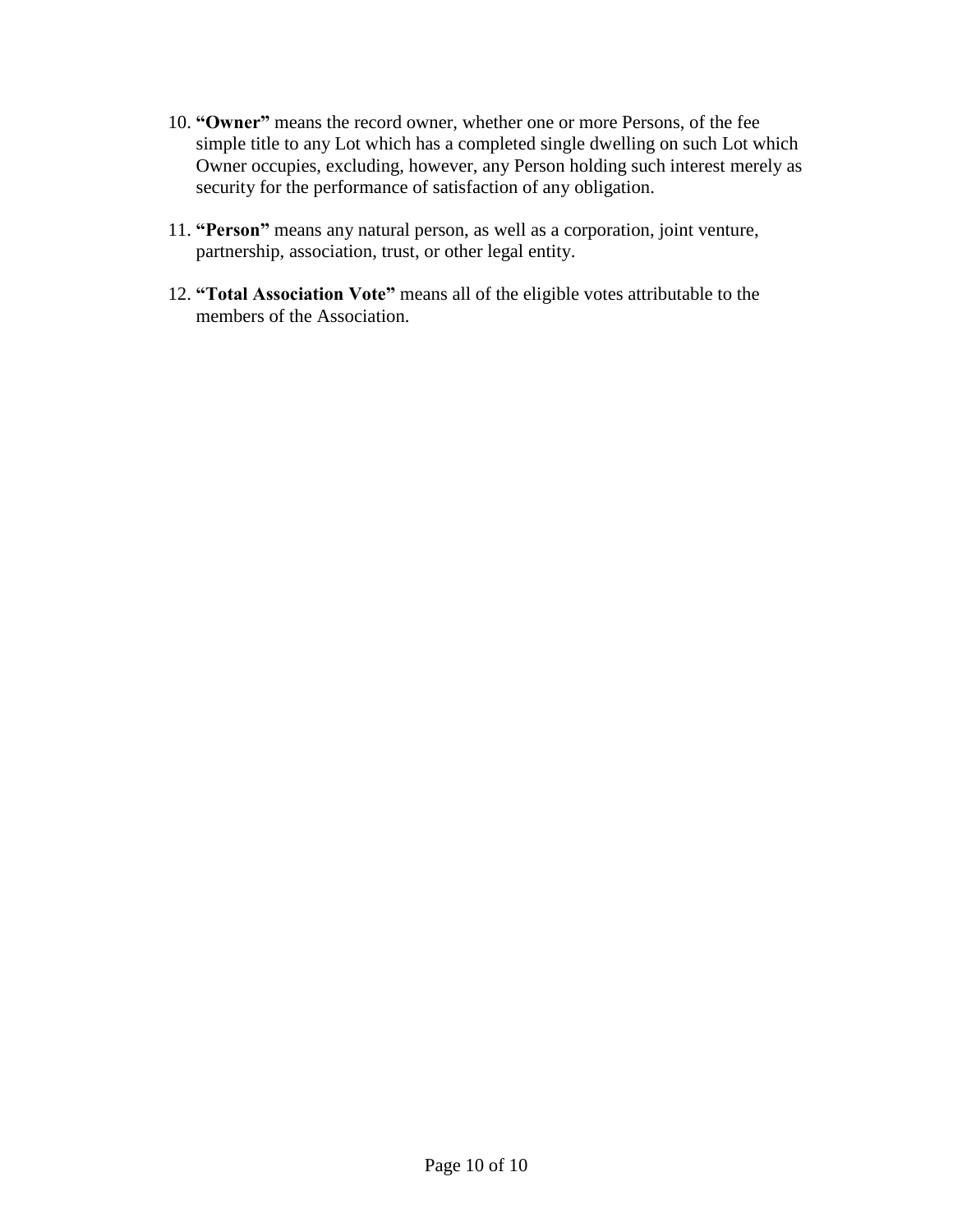10. **"Owner"** means the record owner, whether one or more Persons, of the fee simple title to any Lot which has a completed single dwelling on such Lot which Owner occupies, excluding, however, any Person holding such interest merely as security for the performance of satisfaction of any obligation.

11. **"Person"** means any natural person, as well as a corporation, joint venture, partnership, association, trust, or other legal entity.

12. **"Total Association Vote"** means all of the eligible votes attributable to the members of the Association.